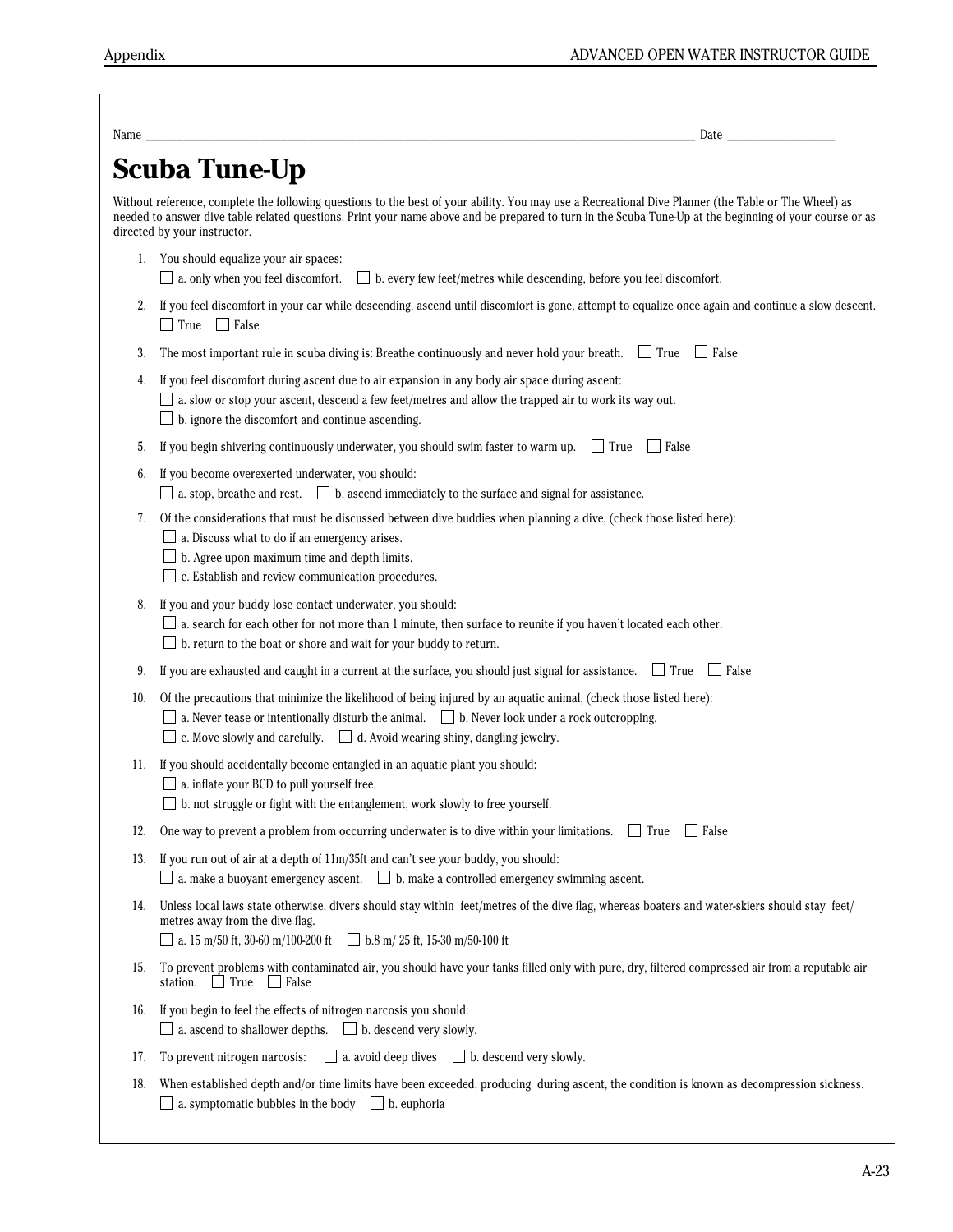Name ______________________________________________ Date ____________

# Scuba Tune-Up

Without reference, complete the following questions to the best of your ability. You may use a Recreational Dive Planner (the Table or The Wheel) as needed to answer dive table related questions. Print your name above and be prepared to turn in the Scuba Tune-Up at the beginning of your course or as directed by your instructor.

1. You should equalize your air spaces:
   ☐ a. only when you feel discomfort. ☐ b. every few feet/metres while descending, before you feel discomfort.

2. If you feel discomfort in your ear while descending, ascend until discomfort is gone, attempt to equalize once again and continue a slow descent.
   ☐ True ☐ False

3. The most important rule in scuba diving is: Breathe continuously and never hold your breath. ☐ True ☐ False

4. If you feel discomfort during ascent due to air expansion in any body air space during ascent:
   ☐ a. slow or stop your ascent, descend a few feet/metres and allow the trapped air to work its way out.
   ☐ b. ignore the discomfort and continue ascending.

5. If you begin shivering continuously underwater, you should swim faster to warm up. ☐ True ☐ False

6. If you become overexerted underwater, you should:
   ☐ a. stop, breathe and rest. ☐ b. ascend immediately to the surface and signal for assistance.

7. Of the considerations that must be discussed between dive buddies when planning a dive, (check those listed here):
   ☐ a. Discuss what to do if an emergency arises.
   ☐ b. Agree upon maximum time and depth limits.
   ☐ c. Establish and review communication procedures.

8. If you and your buddy lose contact underwater, you should:
   ☐ a. search for each other for not more than 1 minute, then surface to reunite if you haven't located each other.
   ☐ b. return to the boat or shore and wait for your buddy to return.

9. If you are exhausted and caught in a current at the surface, you should just signal for assistance. ☐ True ☐ False

10. Of the precautions that minimize the likelihood of being injured by an aquatic animal, (check those listed here):
    ☐ a. Never tease or intentionally disturb the animal. ☐ b. Never look under a rock outcropping.
    ☐ c. Move slowly and carefully. ☐ d. Avoid wearing shiny, dangling jewelry.

11. If you should accidentally become entangled in an aquatic plant you should:
    ☐ a. inflate your BCD to pull yourself free.
    ☐ b. not struggle or fight with the entanglement, work slowly to free yourself.

12. One way to prevent a problem from occurring underwater is to dive within your limitations. ☐ True ☐ False

13. If you run out of air at a depth of 11m/35ft and can't see your buddy, you should:
    ☐ a. make a buoyant emergency ascent. ☐ b. make a controlled emergency swimming ascent.

14. Unless local laws state otherwise, divers should stay within feet/metres of the dive flag, whereas boaters and water-skiers should stay feet/metres away from the dive flag.
    ☐ a. 15 m/50 ft, 30-60 m/100-200 ft ☐ b.8 m/ 25 ft, 15-30 m/50-100 ft

15. To prevent problems with contaminated air, you should have your tanks filled only with pure, dry, filtered compressed air from a reputable air station. ☐ True ☐ False

16. If you begin to feel the effects of nitrogen narcosis you should:
    ☐ a. ascend to shallower depths. ☐ b. descend very slowly.

17. To prevent nitrogen narcosis: ☐ a. avoid deep dives ☐ b. descend very slowly.

18. When established depth and/or time limits have been exceeded, producing during ascent, the condition is known as decompression sickness.
    ☐ a. symptomatic bubbles in the body ☐ b. euphoria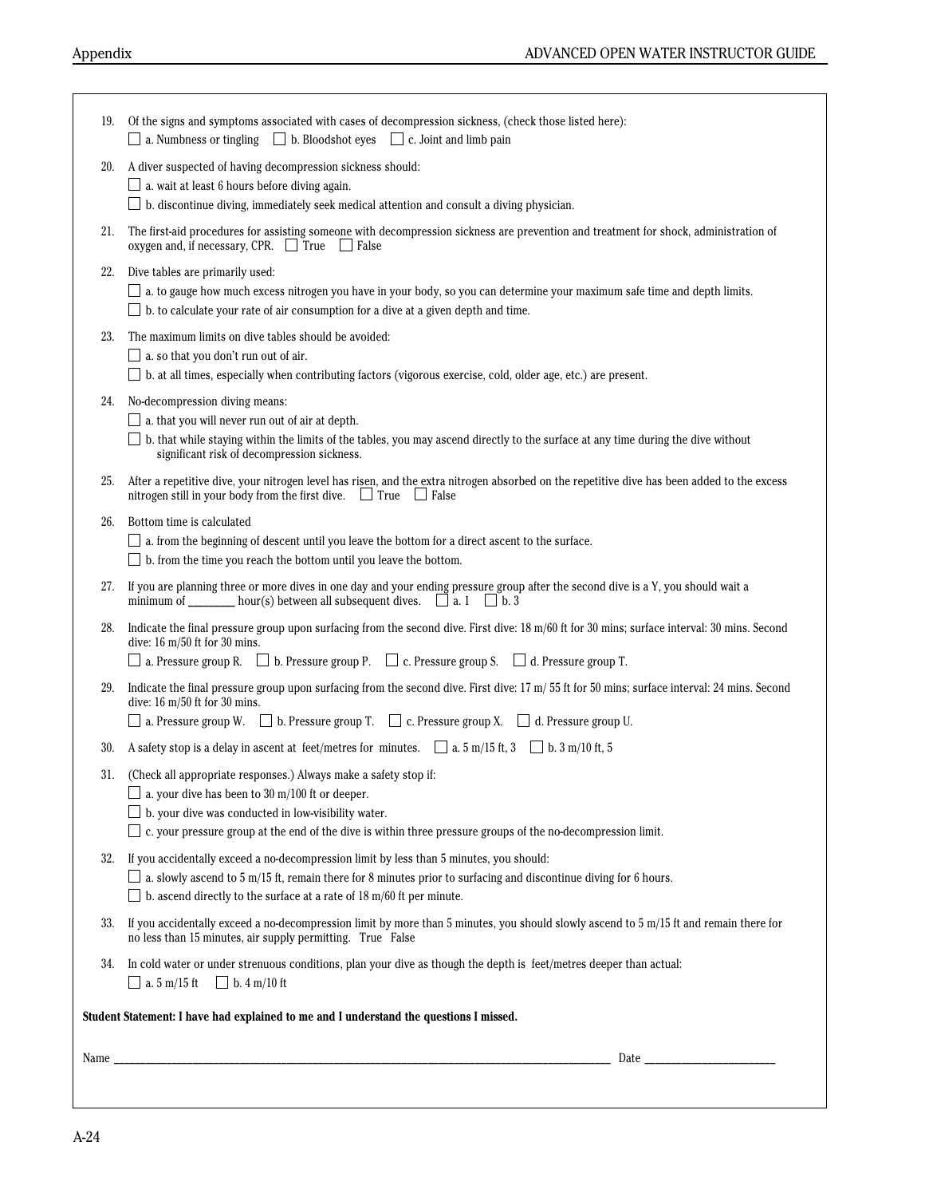19. Of the signs and symptoms associated with cases of decompression sickness, (check those listed here):
   ☐ a. Numbness or tingling ☐ b. Bloodshot eyes ☐ c. Joint and limb pain

20. A diver suspected of having decompression sickness should:
   ☐ a. wait at least 6 hours before diving again.
   ☐ b. discontinue diving, immediately seek medical attention and consult a diving physician.

21. The first-aid procedures for assisting someone with decompression sickness are prevention and treatment for shock, administration of oxygen and, if necessary, CPR. ☐ True ☐ False

22. Dive tables are primarily used:
   ☐ a. to gauge how much excess nitrogen you have in your body, so you can determine your maximum safe time and depth limits.
   ☐ b. to calculate your rate of air consumption for a dive at a given depth and time.

23. The maximum limits on dive tables should be avoided:
   ☐ a. so that you don't run out of air.
   ☐ b. at all times, especially when contributing factors (vigorous exercise, cold, older age, etc.) are present.

24. No-decompression diving means:
   ☐ a. that you will never run out of air at depth.
   ☐ b. that while staying within the limits of the tables, you may ascend directly to the surface at any time during the dive without significant risk of decompression sickness.

25. After a repetitive dive, your nitrogen level has risen, and the extra nitrogen absorbed on the repetitive dive has been added to the excess nitrogen still in your body from the first dive. ☐ True ☐ False

26. Bottom time is calculated
   ☐ a. from the beginning of descent until you leave the bottom for a direct ascent to the surface.
   ☐ b. from the time you reach the bottom until you leave the bottom.

27. If you are planning three or more dives in one day and your ending pressure group after the second dive is a Y, you should wait a minimum of ________ hour(s) between all subsequent dives. ☐ a. 1 ☐ b. 3

28. Indicate the final pressure group upon surfacing from the second dive. First dive: 18 m/60 ft for 30 mins; surface interval: 30 mins. Second dive: 16 m/50 ft for 30 mins.
   ☐ a. Pressure group R. ☐ b. Pressure group P. ☐ c. Pressure group S. ☐ d. Pressure group T.

29. Indicate the final pressure group upon surfacing from the second dive. First dive: 17 m/ 55 ft for 50 mins; surface interval: 24 mins. Second dive: 16 m/50 ft for 30 mins.
   ☐ a. Pressure group W. ☐ b. Pressure group T. ☐ c. Pressure group X. ☐ d. Pressure group U.

30. A safety stop is a delay in ascent at feet/metres for minutes. ☐ a. 5 m/15 ft, 3 ☐ b. 3 m/10 ft, 5

31. (Check all appropriate responses.) Always make a safety stop if:
   ☐ a. your dive has been to 30 m/100 ft or deeper.
   ☐ b. your dive was conducted in low-visibility water.
   ☐ c. your pressure group at the end of the dive is within three pressure groups of the no-decompression limit.

32. If you accidentally exceed a no-decompression limit by less than 5 minutes, you should:
   ☐ a. slowly ascend to 5 m/15 ft, remain there for 8 minutes prior to surfacing and discontinue diving for 6 hours.
   ☐ b. ascend directly to the surface at a rate of 18 m/60 ft per minute.

33. If you accidentally exceed a no-decompression limit by more than 5 minutes, you should slowly ascend to 5 m/15 ft and remain there for no less than 15 minutes, air supply permitting. True False

34. In cold water or under strenuous conditions, plan your dive as though the depth is feet/metres deeper than actual:
   ☐ a. 5 m/15 ft ☐ b. 4 m/10 ft

**Student Statement: I have had explained to me and I understand the questions I missed.**

Name ______________________________________________ Date ____________________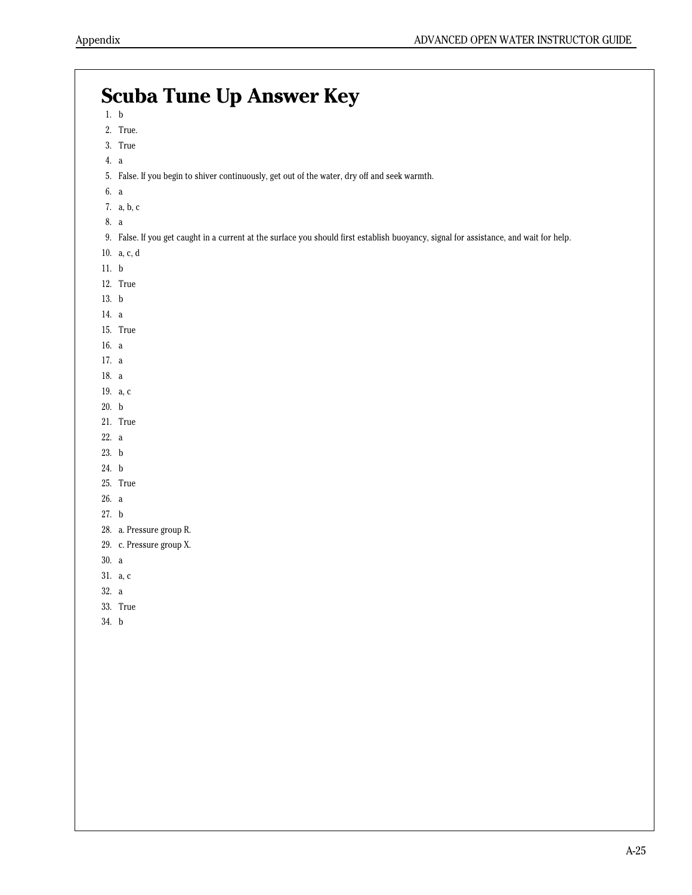# Scuba Tune Up Answer Key

1. b
2. True.
3. True
4. a
5. False. If you begin to shiver continuously, get out of the water, dry off and seek warmth.
6. a
7. a, b, c
8. a
9. False. If you get caught in a current at the surface you should first establish buoyancy, signal for assistance, and wait for help.
10. a, c, d
11. b
12. True
13. b
14. a
15. True
16. a
17. a
18. a
19. a, c
20. b
21. True
22. a
23. b
24. b
25. True
26. a
27. b
28. a. Pressure group R.
29. c. Pressure group X.
30. a
31. a, c
32. a
33. True
34. b